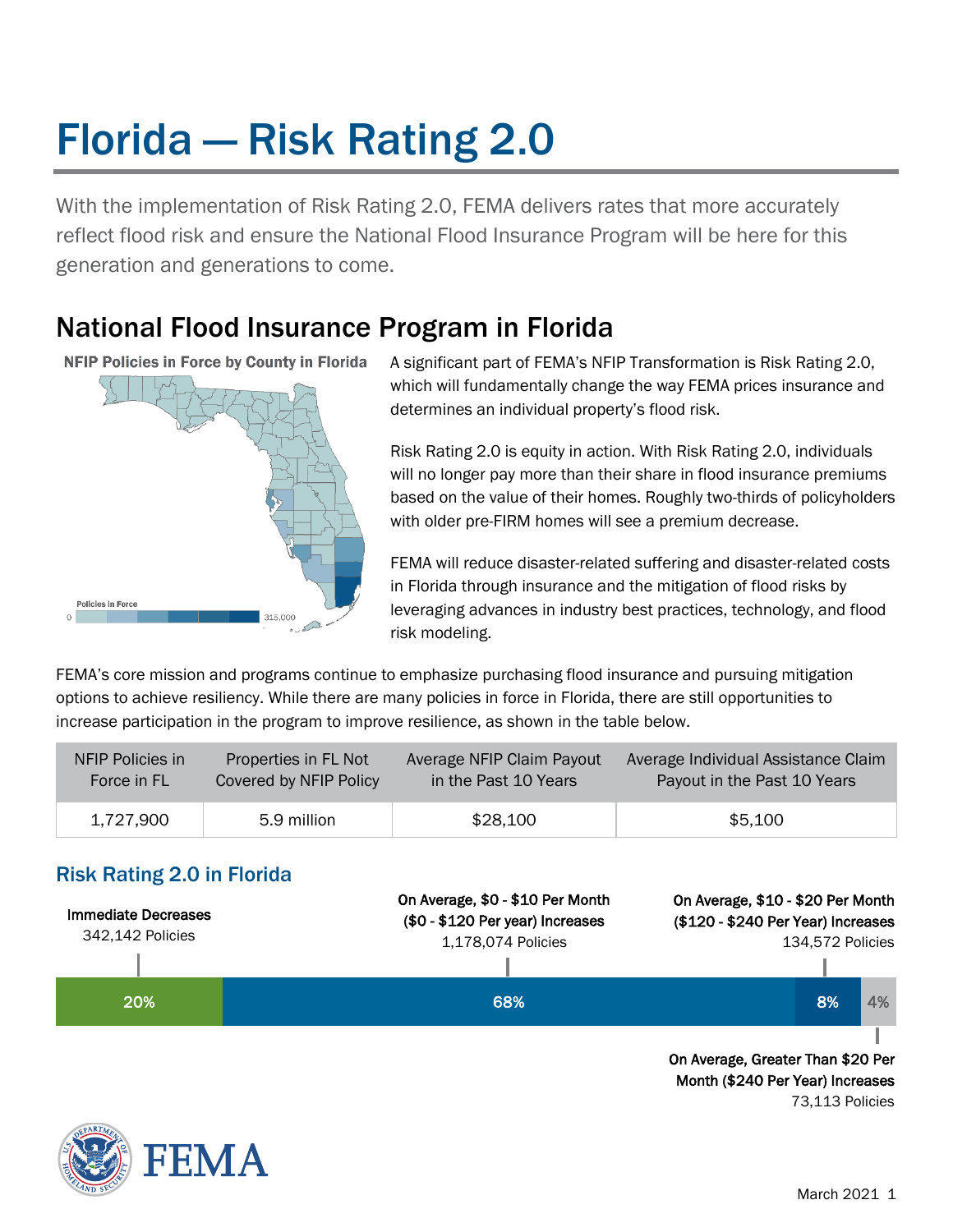# Florida — Risk Rating 2.0

With the implementation of Risk Rating 2.0, FEMA delivers rates that more accurately reflect flood risk and ensure the National Flood Insurance Program will be here for this generation and generations to come.

## National Flood Insurance Program in Florida

NFIP Policies in Force by County in Florida

Policies in Force

0 — 315,000

A significant part of FEMA's NFIP Transformation is Risk Rating 2.0, which will fundamentally change the way FEMA prices insurance and determines an individual property's flood risk.

Risk Rating 2.0 is equity in action. With Risk Rating 2.0, individuals will no longer pay more than their share in flood insurance premiums based on the value of their homes. Roughly two-thirds of policyholders with older pre-FIRM homes will see a premium decrease.

FEMA will reduce disaster-related suffering and disaster-related costs in Florida through insurance and the mitigation of flood risks by leveraging advances in industry best practices, technology, and flood risk modeling.

FEMA's core mission and programs continue to emphasize purchasing flood insurance and pursuing mitigation options to achieve resiliency. While there are many policies in force in Florida, there are still opportunities to increase participation in the program to improve resilience, as shown in the table below.

| NFIP Policies in Force in FL | Properties in FL Not Covered by NFIP Policy | Average NFIP Claim Payout in the Past 10 Years | Average Individual Assistance Claim Payout in the Past 10 Years |
|---|---|---|---|
| 1,727,900 | 5.9 million | $28,100 | $5,100 |

### Risk Rating 2.0 in Florida

| Category | Policies | Share |
|---|---|---|
| **Immediate Decreases** | 342,142 Policies | 20% |
| **On Average, $0 - $10 Per Month ($0 - $120 Per year) Increases** | 1,178,074 Policies | 68% |
| **On Average, $10 - $20 Per Month ($120 - $240 Per Year) Increases** | 134,572 Policies | 8% |
| **On Average, Greater Than $20 Per Month ($240 Per Year) Increases** | 73,113 Policies | 4% |

FEMA

March 2021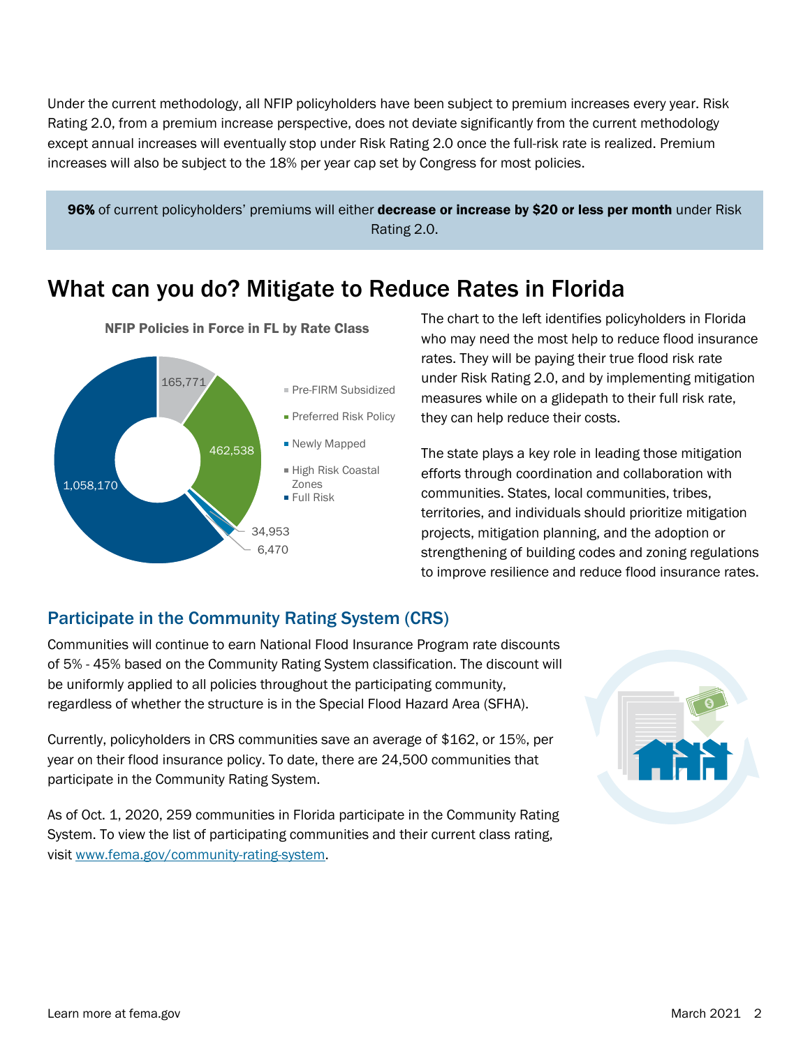Under the current methodology, all NFIP policyholders have been subject to premium increases every year. Risk Rating 2.0, from a premium increase perspective, does not deviate significantly from the current methodology except annual increases will eventually stop under Risk Rating 2.0 once the full-risk rate is realized. Premium increases will also be subject to the 18% per year cap set by Congress for most policies.

**96%** of current policyholders' premiums will either **decrease or increase by $20 or less per month** under Risk Rating 2.0.

## What can you do? Mitigate to Reduce Rates in Florida

**NFIP Policies in Force in FL by Rate Class**

| Rate Class | Policies |
| --- | --- |
| Pre-FIRM Subsidized | 165,771 |
| Preferred Risk Policy | 462,538 |
| Newly Mapped | 34,953 |
| High Risk Coastal Zones | 6,470 |
| Full Risk | 1,058,170 |

The chart to the left identifies policyholders in Florida who may need the most help to reduce flood insurance rates. They will be paying their true flood risk rate under Risk Rating 2.0, and by implementing mitigation measures while on a glidepath to their full risk rate, they can help reduce their costs.

The state plays a key role in leading those mitigation efforts through coordination and collaboration with communities. States, local communities, tribes, territories, and individuals should prioritize mitigation projects, mitigation planning, and the adoption or strengthening of building codes and zoning regulations to improve resilience and reduce flood insurance rates.

### Participate in the Community Rating System (CRS)

Communities will continue to earn National Flood Insurance Program rate discounts of 5% - 45% based on the Community Rating System classification. The discount will be uniformly applied to all policies throughout the participating community, regardless of whether the structure is in the Special Flood Hazard Area (SFHA).

Currently, policyholders in CRS communities save an average of $162, or 15%, per year on their flood insurance policy. To date, there are 24,500 communities that participate in the Community Rating System.

As of Oct. 1, 2020, 259 communities in Florida participate in the Community Rating System. To view the list of participating communities and their current class rating, visit www.fema.gov/community-rating-system.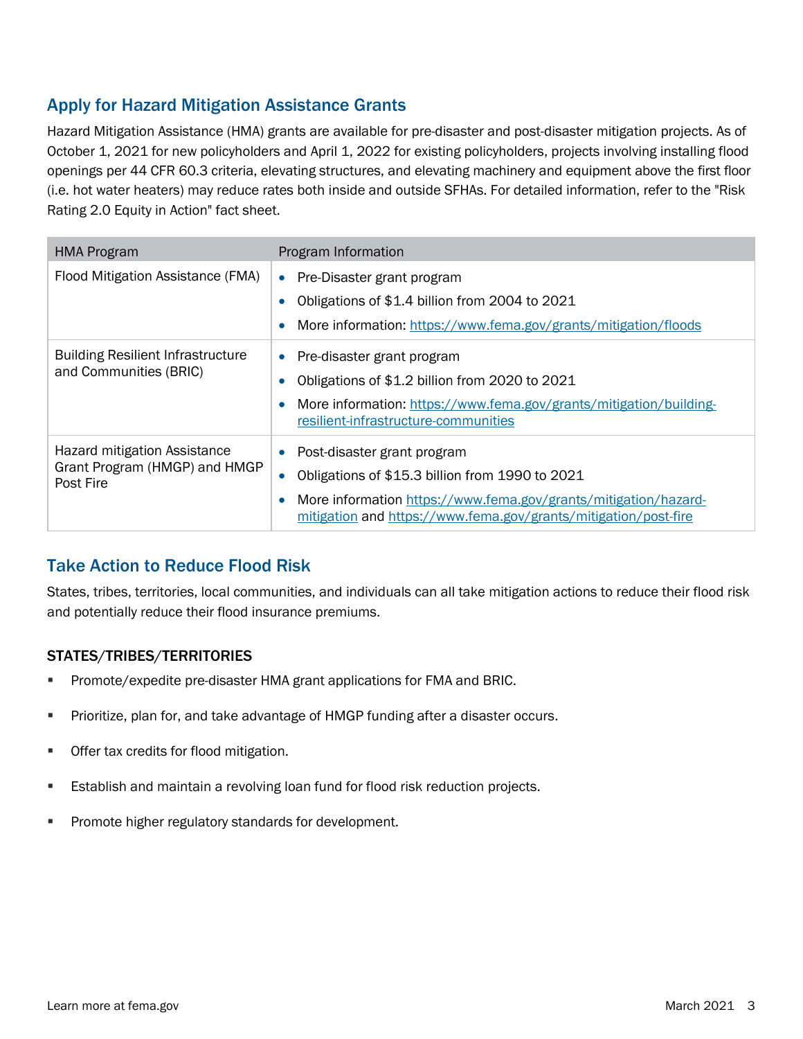## Apply for Hazard Mitigation Assistance Grants

Hazard Mitigation Assistance (HMA) grants are available for pre-disaster and post-disaster mitigation projects. As of October 1, 2021 for new policyholders and April 1, 2022 for existing policyholders, projects involving installing flood openings per 44 CFR 60.3 criteria, elevating structures, and elevating machinery and equipment above the first floor (i.e. hot water heaters) may reduce rates both inside and outside SFHAs. For detailed information, refer to the "Risk Rating 2.0 Equity in Action" fact sheet.

| HMA Program | Program Information |
|---|---|
| Flood Mitigation Assistance (FMA) | • Pre-Disaster grant program<br>• Obligations of $1.4 billion from 2004 to 2021<br>• More information: https://www.fema.gov/grants/mitigation/floods |
| Building Resilient Infrastructure and Communities (BRIC) | • Pre-disaster grant program<br>• Obligations of $1.2 billion from 2020 to 2021<br>• More information: https://www.fema.gov/grants/mitigation/building-resilient-infrastructure-communities |
| Hazard mitigation Assistance Grant Program (HMGP) and HMGP Post Fire | • Post-disaster grant program<br>• Obligations of $15.3 billion from 1990 to 2021<br>• More information https://www.fema.gov/grants/mitigation/hazard-mitigation and https://www.fema.gov/grants/mitigation/post-fire |

## Take Action to Reduce Flood Risk

States, tribes, territories, local communities, and individuals can all take mitigation actions to reduce their flood risk and potentially reduce their flood insurance premiums.

### STATES/TRIBES/TERRITORIES

- Promote/expedite pre-disaster HMA grant applications for FMA and BRIC.
- Prioritize, plan for, and take advantage of HMGP funding after a disaster occurs.
- Offer tax credits for flood mitigation.
- Establish and maintain a revolving loan fund for flood risk reduction projects.
- Promote higher regulatory standards for development.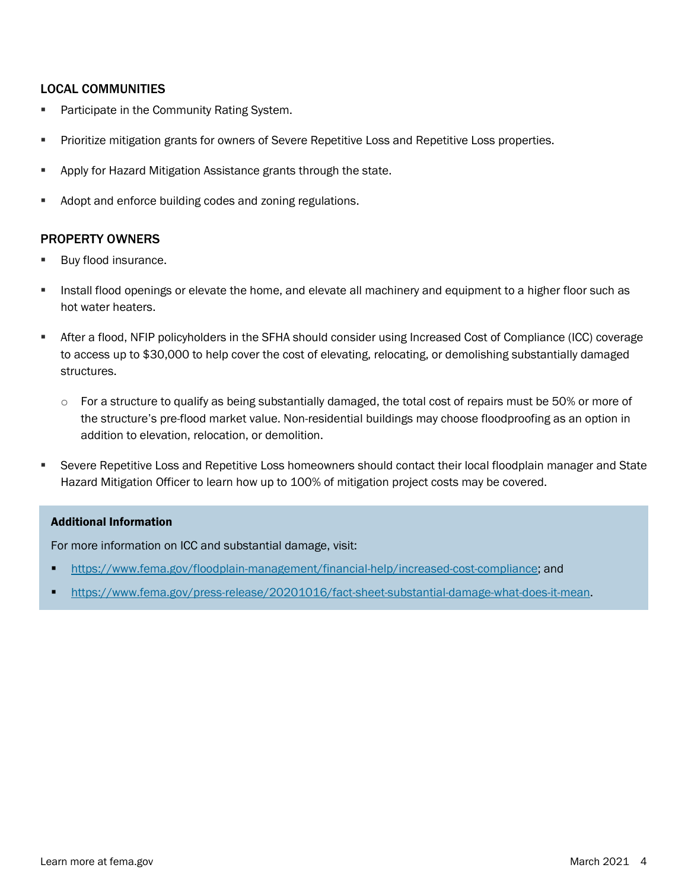### LOCAL COMMUNITIES

- Participate in the Community Rating System.
- Prioritize mitigation grants for owners of Severe Repetitive Loss and Repetitive Loss properties.
- Apply for Hazard Mitigation Assistance grants through the state.
- Adopt and enforce building codes and zoning regulations.

### PROPERTY OWNERS

- Buy flood insurance.
- Install flood openings or elevate the home, and elevate all machinery and equipment to a higher floor such as hot water heaters.
- After a flood, NFIP policyholders in the SFHA should consider using Increased Cost of Compliance (ICC) coverage to access up to $30,000 to help cover the cost of elevating, relocating, or demolishing substantially damaged structures.
  - For a structure to qualify as being substantially damaged, the total cost of repairs must be 50% or more of the structure's pre-flood market value. Non-residential buildings may choose floodproofing as an option in addition to elevation, relocation, or demolition.
- Severe Repetitive Loss and Repetitive Loss homeowners should contact their local floodplain manager and State Hazard Mitigation Officer to learn how up to 100% of mitigation project costs may be covered.

**Additional Information**

For more information on ICC and substantial damage, visit:

- https://www.fema.gov/floodplain-management/financial-help/increased-cost-compliance; and
- https://www.fema.gov/press-release/20201016/fact-sheet-substantial-damage-what-does-it-mean.